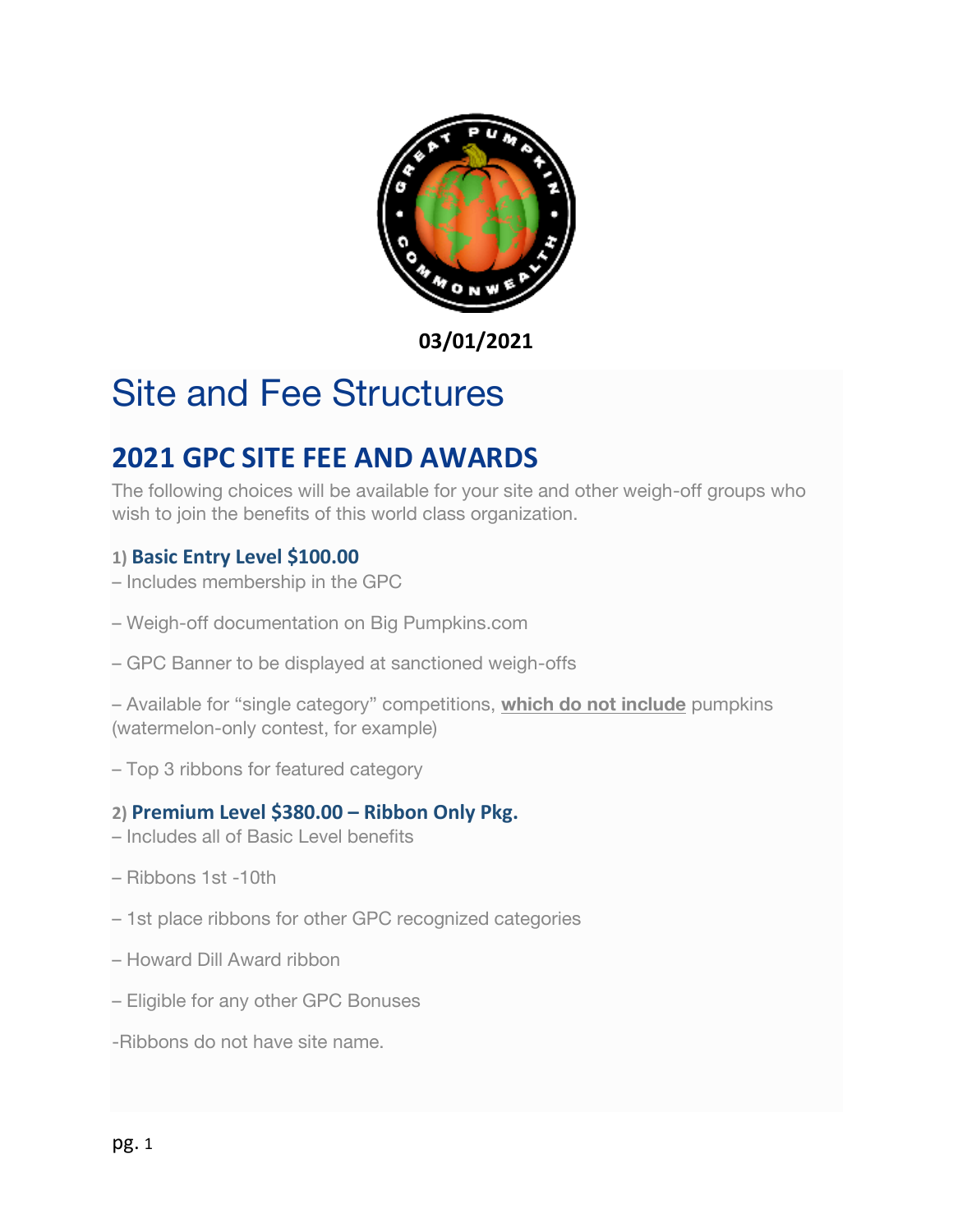**03/01/2021**

# Site and Fee Structures

## 2021 GPC SITE FEE AND AWARDS

The following choices will be available for your site and other weigh-off groups who wish to join the benefits of this world class organization.

### 1) Basic Entry Level $100.00

– Includes membership in the GPC

– Weigh-off documentation on Big Pumpkins.com

– GPC Banner to be displayed at sanctioned weigh-offs

– Available for "single category" competitions, **which do not include** pumpkins (watermelon-only contest, for example)

– Top 3 ribbons for featured category

### 2) Premium Level $380.00 – Ribbon Only Pkg.

– Includes all of Basic Level benefits

– Ribbons 1st -10th

– 1st place ribbons for other GPC recognized categories

– Howard Dill Award ribbon

– Eligible for any other GPC Bonuses

-Ribbons do not have site name.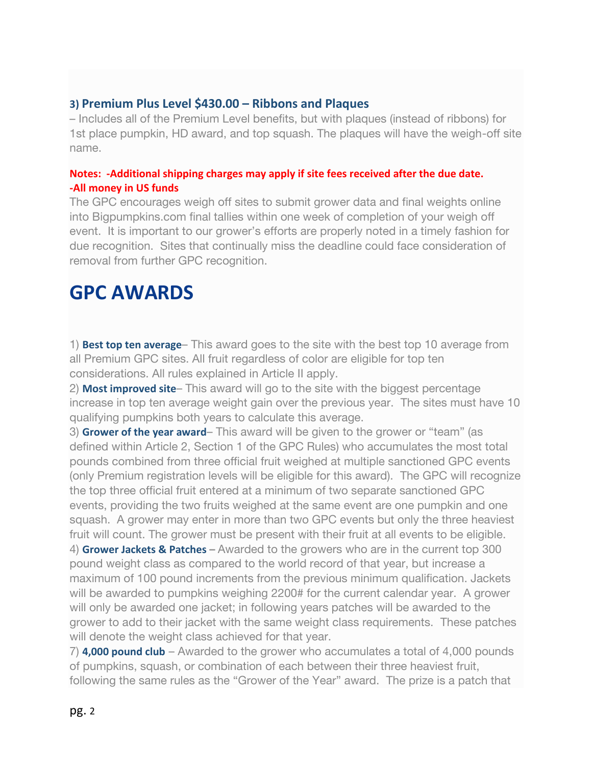### 3) Premium Plus Level $430.00 – Ribbons and Plaques

– Includes all of the Premium Level benefits, but with plaques (instead of ribbons) for 1st place pumpkin, HD award, and top squash. The plaques will have the weigh-off site name.

**Notes: -Additional shipping charges may apply if site fees received after the due date.**
**-All money in US funds**

The GPC encourages weigh off sites to submit grower data and final weights online into Bigpumpkins.com final tallies within one week of completion of your weigh off event. It is important to our grower's efforts are properly noted in a timely fashion for due recognition. Sites that continually miss the deadline could face consideration of removal from further GPC recognition.

# GPC AWARDS

1) **Best top ten average**– This award goes to the site with the best top 10 average from all Premium GPC sites. All fruit regardless of color are eligible for top ten considerations. All rules explained in Article II apply.
2) **Most improved site**– This award will go to the site with the biggest percentage increase in top ten average weight gain over the previous year. The sites must have 10 qualifying pumpkins both years to calculate this average.
3) **Grower of the year award**– This award will be given to the grower or "team" (as defined within Article 2, Section 1 of the GPC Rules) who accumulates the most total pounds combined from three official fruit weighed at multiple sanctioned GPC events (only Premium registration levels will be eligible for this award). The GPC will recognize the top three official fruit entered at a minimum of two separate sanctioned GPC events, providing the two fruits weighed at the same event are one pumpkin and one squash. A grower may enter in more than two GPC events but only the three heaviest fruit will count. The grower must be present with their fruit at all events to be eligible.
4) **Grower Jackets & Patches** – Awarded to the growers who are in the current top 300 pound weight class as compared to the world record of that year, but increase a maximum of 100 pound increments from the previous minimum qualification. Jackets will be awarded to pumpkins weighing 2200# for the current calendar year. A grower will only be awarded one jacket; in following years patches will be awarded to the grower to add to their jacket with the same weight class requirements. These patches will denote the weight class achieved for that year.
7) **4,000 pound club** – Awarded to the grower who accumulates a total of 4,000 pounds of pumpkins, squash, or combination of each between their three heaviest fruit, following the same rules as the "Grower of the Year" award. The prize is a patch that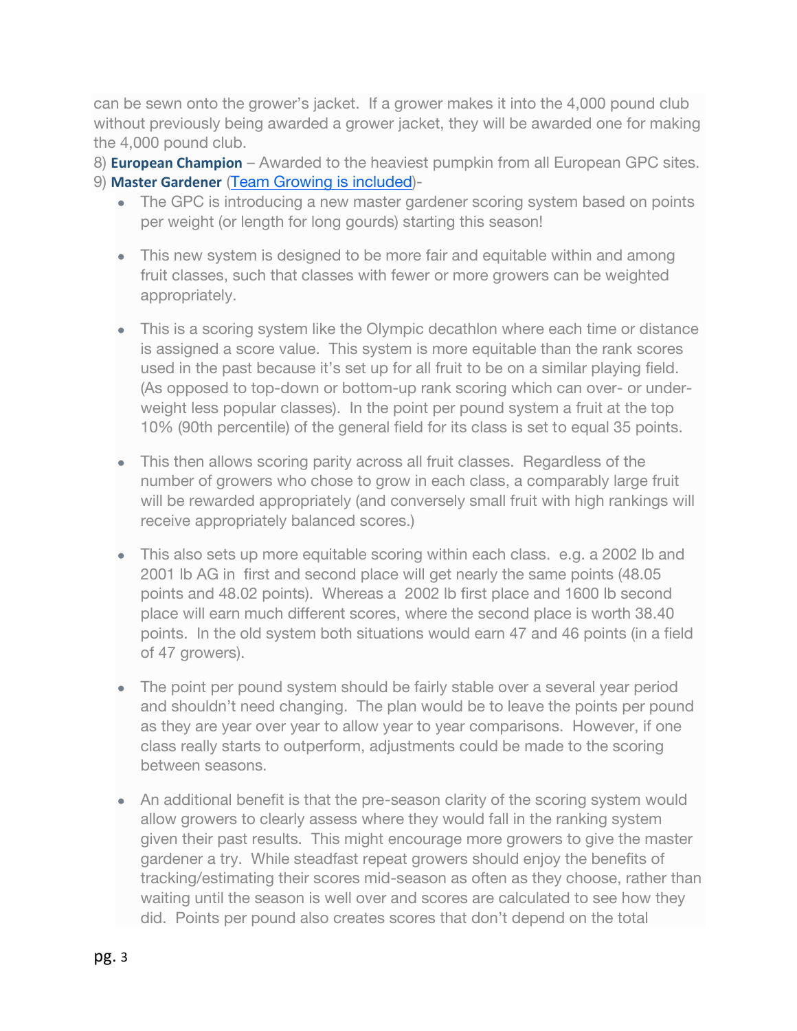can be sewn onto the grower's jacket. If a grower makes it into the 4,000 pound club without previously being awarded a grower jacket, they will be awarded one for making the 4,000 pound club.

8) **European Champion** – Awarded to the heaviest pumpkin from all European GPC sites.

9) **Master Gardener** (Team Growing is included)-

- The GPC is introducing a new master gardener scoring system based on points per weight (or length for long gourds) starting this season!
- This new system is designed to be more fair and equitable within and among fruit classes, such that classes with fewer or more growers can be weighted appropriately.
- This is a scoring system like the Olympic decathlon where each time or distance is assigned a score value. This system is more equitable than the rank scores used in the past because it's set up for all fruit to be on a similar playing field. (As opposed to top-down or bottom-up rank scoring which can over- or under-weight less popular classes). In the point per pound system a fruit at the top 10% (90th percentile) of the general field for its class is set to equal 35 points.
- This then allows scoring parity across all fruit classes. Regardless of the number of growers who chose to grow in each class, a comparably large fruit will be rewarded appropriately (and conversely small fruit with high rankings will receive appropriately balanced scores.)
- This also sets up more equitable scoring within each class. e.g. a 2002 lb and 2001 lb AG in first and second place will get nearly the same points (48.05 points and 48.02 points). Whereas a 2002 lb first place and 1600 lb second place will earn much different scores, where the second place is worth 38.40 points. In the old system both situations would earn 47 and 46 points (in a field of 47 growers).
- The point per pound system should be fairly stable over a several year period and shouldn't need changing. The plan would be to leave the points per pound as they are year over year to allow year to year comparisons. However, if one class really starts to outperform, adjustments could be made to the scoring between seasons.
- An additional benefit is that the pre-season clarity of the scoring system would allow growers to clearly assess where they would fall in the ranking system given their past results. This might encourage more growers to give the master gardener a try. While steadfast repeat growers should enjoy the benefits of tracking/estimating their scores mid-season as often as they choose, rather than waiting until the season is well over and scores are calculated to see how they did. Points per pound also creates scores that don't depend on the total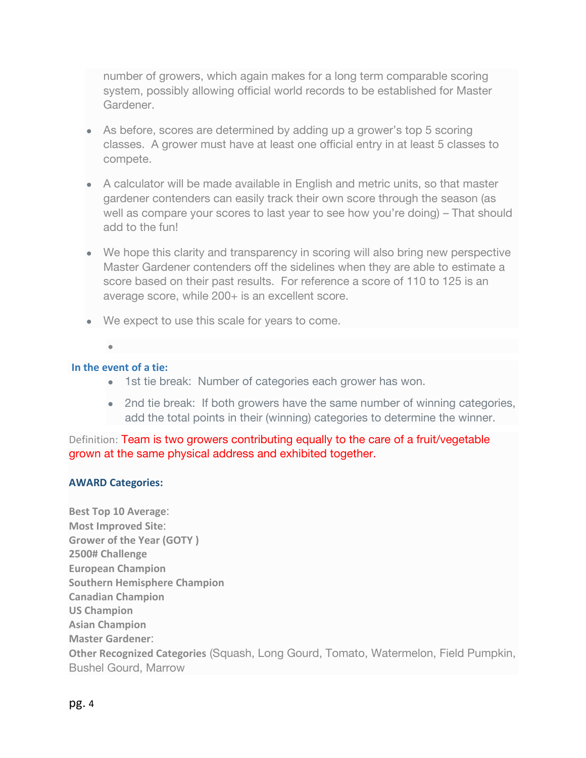number of growers, which again makes for a long term comparable scoring system, possibly allowing official world records to be established for Master Gardener.

- As before, scores are determined by adding up a grower's top 5 scoring classes. A grower must have at least one official entry in at least 5 classes to compete.
- A calculator will be made available in English and metric units, so that master gardener contenders can easily track their own score through the season (as well as compare your scores to last year to see how you're doing) – That should add to the fun!
- We hope this clarity and transparency in scoring will also bring new perspective Master Gardener contenders off the sidelines when they are able to estimate a score based on their past results. For reference a score of 110 to 125 is an average score, while 200+ is an excellent score.
- We expect to use this scale for years to come.

**In the event of a tie:**

- 1st tie break: Number of categories each grower has won.
- 2nd tie break: If both growers have the same number of winning categories, add the total points in their (winning) categories to determine the winner.

Definition: Team is two growers contributing equally to the care of a fruit/vegetable grown at the same physical address and exhibited together.

**AWARD Categories:**

**Best Top 10 Average**:
**Most Improved Site**:
**Grower of the Year (GOTY )**
**2500# Challenge**
**European Champion**
**Southern Hemisphere Champion**
**Canadian Champion**
**US Champion**
**Asian Champion**
**Master Gardener**:
**Other Recognized Categories** (Squash, Long Gourd, Tomato, Watermelon, Field Pumpkin, Bushel Gourd, Marrow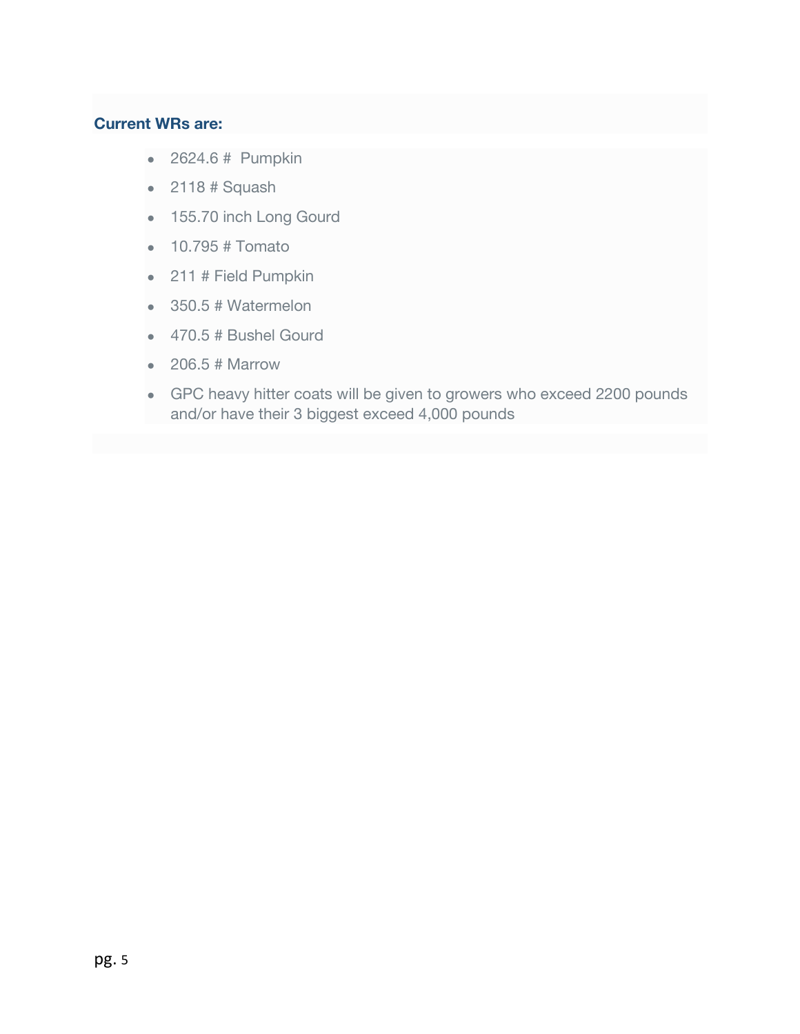**Current WRs are:**

- 2624.6 #  Pumpkin
- 2118 # Squash
- 155.70 inch Long Gourd
- 10.795 # Tomato
- 211 # Field Pumpkin
- 350.5 # Watermelon
- 470.5 # Bushel Gourd
- 206.5 # Marrow
- GPC heavy hitter coats will be given to growers who exceed 2200 pounds and/or have their 3 biggest exceed 4,000 pounds